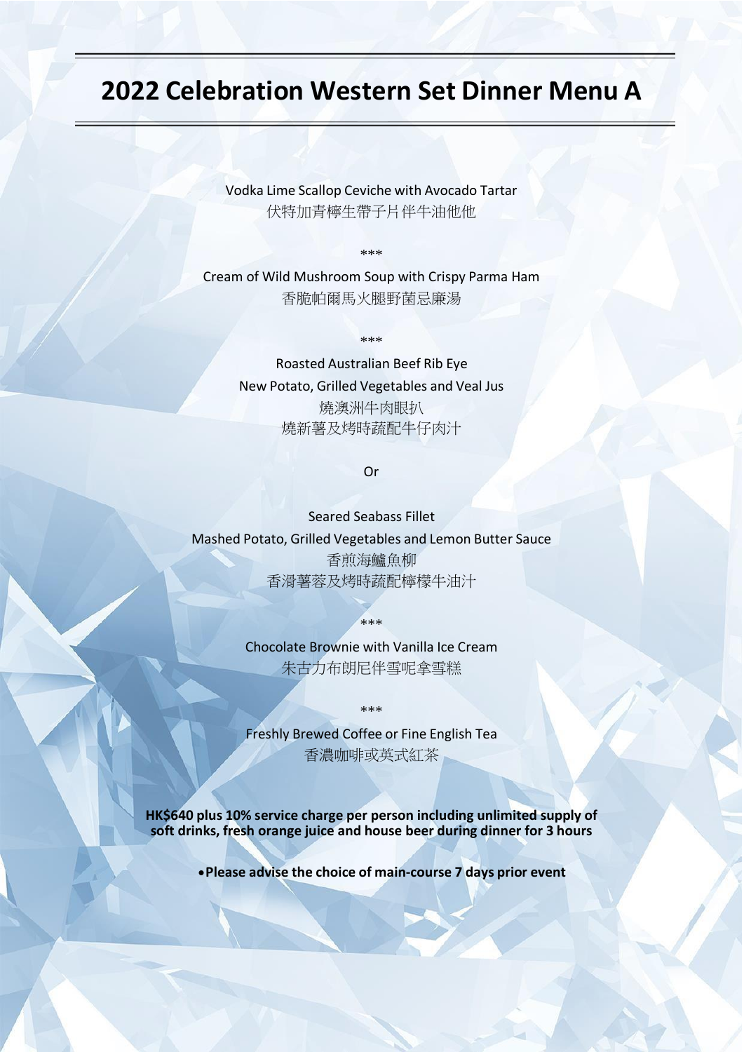# 2022 Celebration Western Set Dinner Menu A

Vodka Lime Scallop Ceviche with Avocado Tartar
伏特加青檸生帶子片伴牛油他他

***

Cream of Wild Mushroom Soup with Crispy Parma Ham
香脆帕爾馬火腿野菌忌廉湯

***

Roasted Australian Beef Rib Eye
New Potato, Grilled Vegetables and Veal Jus
燒澳洲牛肉眼扒
燒新薯及烤時蔬配牛仔肉汁

Or

Seared Seabass Fillet
Mashed Potato, Grilled Vegetables and Lemon Butter Sauce
香煎海鱸魚柳
香滑薯蓉及烤時蔬配檸檬牛油汁

***

Chocolate Brownie with Vanilla Ice Cream
朱古力布朗尼伴雪呢拿雪糕

***

Freshly Brewed Coffee or Fine English Tea
香濃咖啡或英式紅茶

**HK$640 plus 10% service charge per person including unlimited supply of soft drinks, fresh orange juice and house beer during dinner for 3 hours**

- **Please advise the choice of main-course 7 days prior event**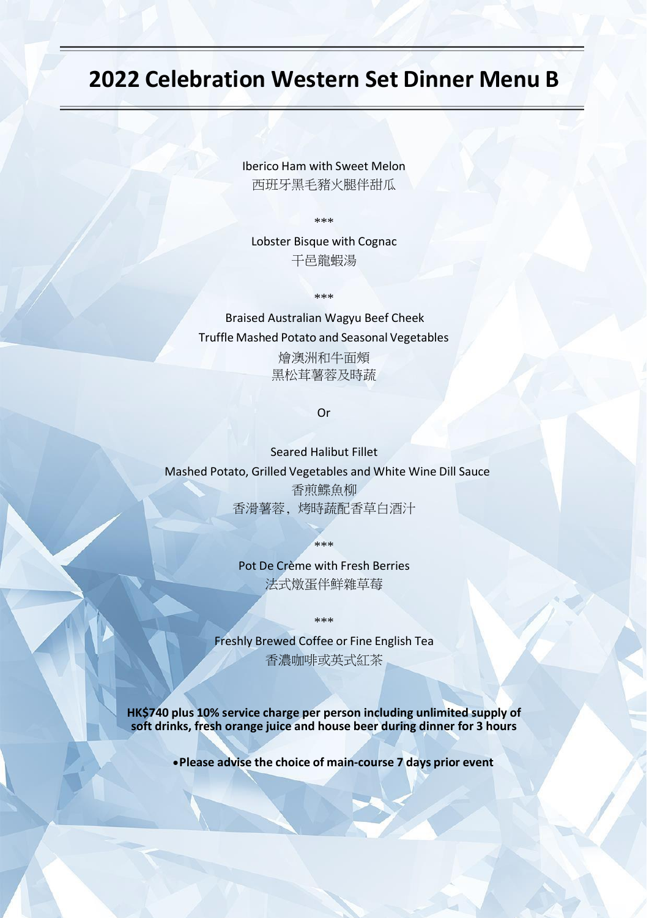# 2022 Celebration Western Set Dinner Menu B

Iberico Ham with Sweet Melon
西班牙黑毛豬火腿伴甜瓜

***

Lobster Bisque with Cognac
干邑龍蝦湯

***

Braised Australian Wagyu Beef Cheek
Truffle Mashed Potato and Seasonal Vegetables
燴澳洲和牛面頰
黑松茸薯蓉及時蔬

Or

Seared Halibut Fillet
Mashed Potato, Grilled Vegetables and White Wine Dill Sauce
香煎鰈魚柳
香滑薯蓉，烤時蔬配香草白酒汁

***

Pot De Crème with Fresh Berries
法式燉蛋伴鮮雜草莓

***

Freshly Brewed Coffee or Fine English Tea
香濃咖啡或英式紅茶

**HK$740 plus 10% service charge per person including unlimited supply of soft drinks, fresh orange juice and house beer during dinner for 3 hours**

- **Please advise the choice of main-course 7 days prior event**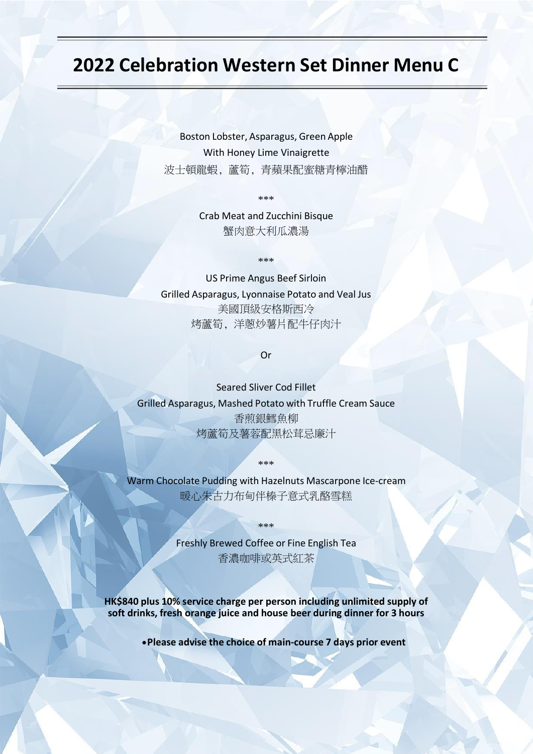# 2022 Celebration Western Set Dinner Menu C

Boston Lobster, Asparagus, Green Apple
With Honey Lime Vinaigrette
波士頓龍蝦，蘆筍，青蘋果配蜜糖青檸油醋

***

Crab Meat and Zucchini Bisque
蟹肉意大利瓜濃湯

***

US Prime Angus Beef Sirloin
Grilled Asparagus, Lyonnaise Potato and Veal Jus
美國頂級安格斯西冷
烤蘆筍，洋蔥炒薯片配牛仔肉汁

Or

Seared Sliver Cod Fillet
Grilled Asparagus, Mashed Potato with Truffle Cream Sauce
香煎銀鱈魚柳
烤蘆筍及薯蓉配黑松茸忌廉汁

***

Warm Chocolate Pudding with Hazelnuts Mascarpone Ice-cream
暖心朱古力布甸伴榛子意式乳酪雪糕

***

Freshly Brewed Coffee or Fine English Tea
香濃咖啡或英式紅茶

**HK$840 plus 10% service charge per person including unlimited supply of soft drinks, fresh orange juice and house beer during dinner for 3 hours**

- **Please advise the choice of main-course 7 days prior event**